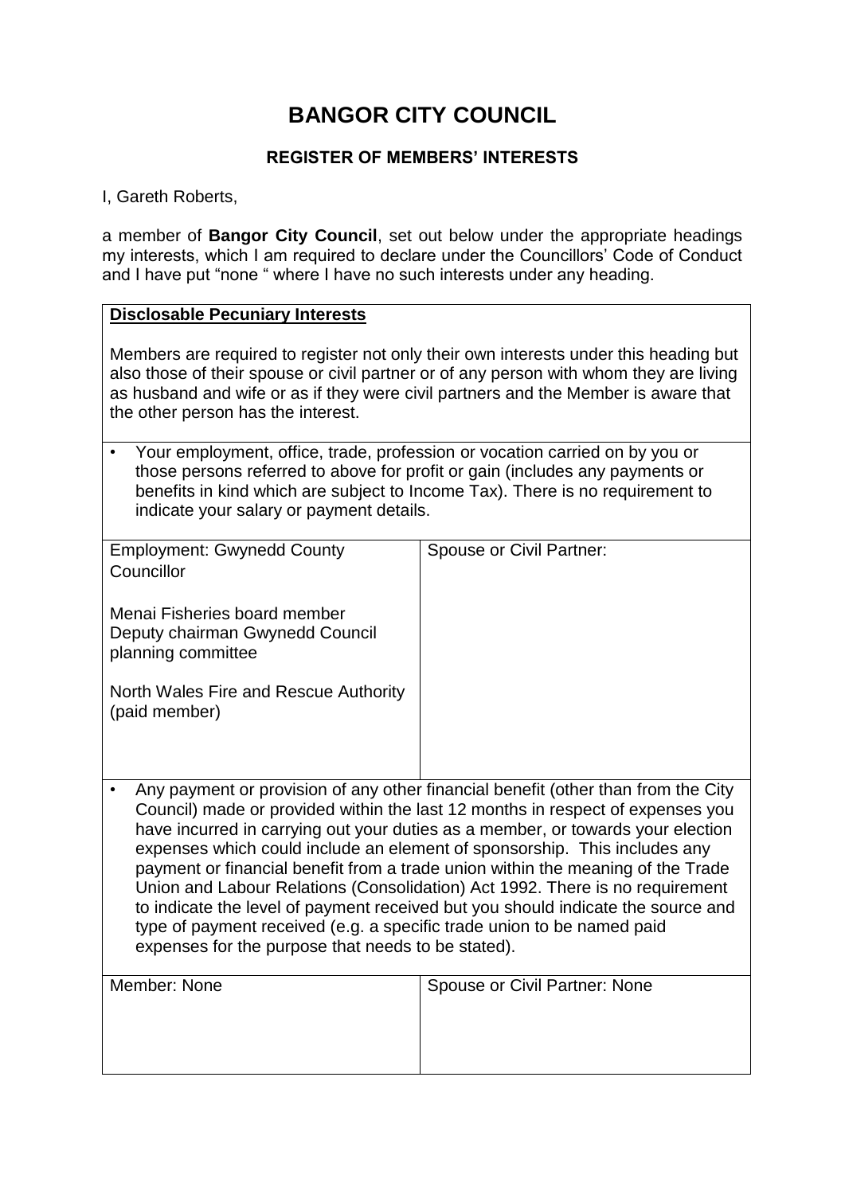# BANGOR CITY COUNCIL

## REGISTER OF MEMBERS' INTERESTS

I, Gareth Roberts,

a member of **Bangor City Council**, set out below under the appropriate headings my interests, which I am required to declare under the Councillors' Code of Conduct and I have put "none " where I have no such interests under any heading.

**Disclosable Pecuniary Interests**

Members are required to register not only their own interests under this heading but also those of their spouse or civil partner or of any person with whom they are living as husband and wife or as if they were civil partners and the Member is aware that the other person has the interest.

- Your employment, office, trade, profession or vocation carried on by you or those persons referred to above for profit or gain (includes any payments or benefits in kind which are subject to Income Tax). There is no requirement to indicate your salary or payment details.

| Employment: Gwynedd County Councillor<br><br>Menai Fisheries board member<br>Deputy chairman Gwynedd Council planning committee<br><br>North Wales Fire and Rescue Authority (paid member) | Spouse or Civil Partner: |
|---|---|

- Any payment or provision of any other financial benefit (other than from the City Council) made or provided within the last 12 months in respect of expenses you have incurred in carrying out your duties as a member, or towards your election expenses which could include an element of sponsorship. This includes any payment or financial benefit from a trade union within the meaning of the Trade Union and Labour Relations (Consolidation) Act 1992. There is no requirement to indicate the level of payment received but you should indicate the source and type of payment received (e.g. a specific trade union to be named paid expenses for the purpose that needs to be stated).

| Member: None | Spouse or Civil Partner: None |
|---|---|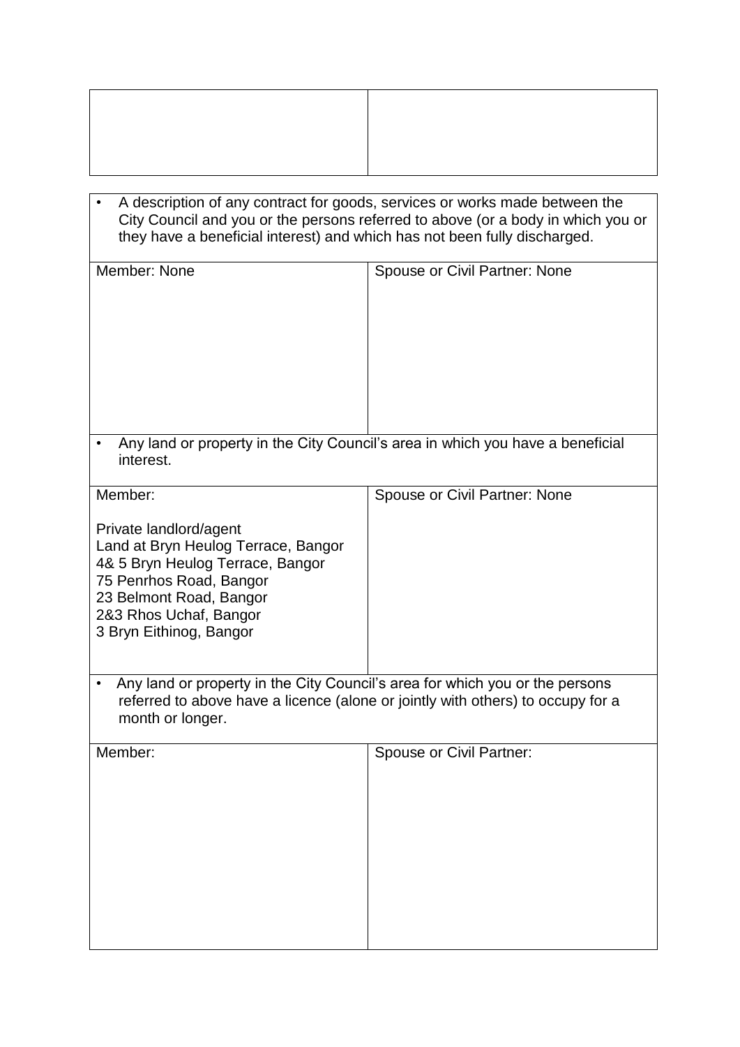| | |
|---|---|
| | |

| | |
|---|---|
| • A description of any contract for goods, services or works made between the City Council and you or the persons referred to above (or a body in which you or they have a beneficial interest) and which has not been fully discharged. | |
| Member: None | Spouse or Civil Partner: None |
| • Any land or property in the City Council's area in which you have a beneficial interest. | |
| Member:<br><br>Private landlord/agent<br>Land at Bryn Heulog Terrace, Bangor<br>4& 5 Bryn Heulog Terrace, Bangor<br>75 Penrhos Road, Bangor<br>23 Belmont Road, Bangor<br>2&3 Rhos Uchaf, Bangor<br>3 Bryn Eithinog, Bangor | Spouse or Civil Partner: None |
| • Any land or property in the City Council's area for which you or the persons referred to above have a licence (alone or jointly with others) to occupy for a month or longer. | |
| Member: | Spouse or Civil Partner: |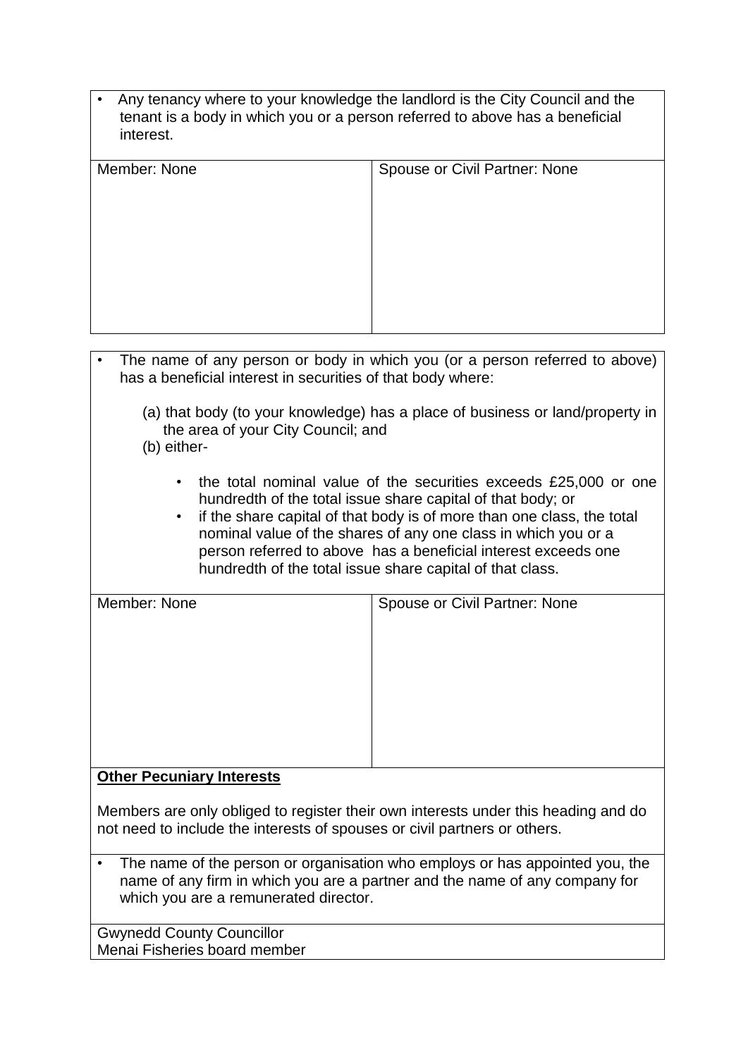| • Any tenancy where to your knowledge the landlord is the City Council and the tenant is a body in which you or a person referred to above has a beneficial interest. | |
|---|---|
| Member: None | Spouse or Civil Partner: None |

| • The name of any person or body in which you (or a person referred to above) has a beneficial interest in securities of that body where:<br><br>(a) that body (to your knowledge) has a place of business or land/property in the area of your City Council; and<br>(b) either-<br><br>• the total nominal value of the securities exceeds £25,000 or one hundredth of the total issue share capital of that body; or<br>• if the share capital of that body is of more than one class, the total nominal value of the shares of any one class in which you or a person referred to above has a beneficial interest exceeds one hundredth of the total issue share capital of that class. | |
|---|---|
| Member: None | Spouse or Civil Partner: None |

**Other Pecuniary Interests**

Members are only obliged to register their own interests under this heading and do not need to include the interests of spouses or civil partners or others.

- The name of the person or organisation who employs or has appointed you, the name of any firm in which you are a partner and the name of any company for which you are a remunerated director.

Gwynedd County Councillor
Menai Fisheries board member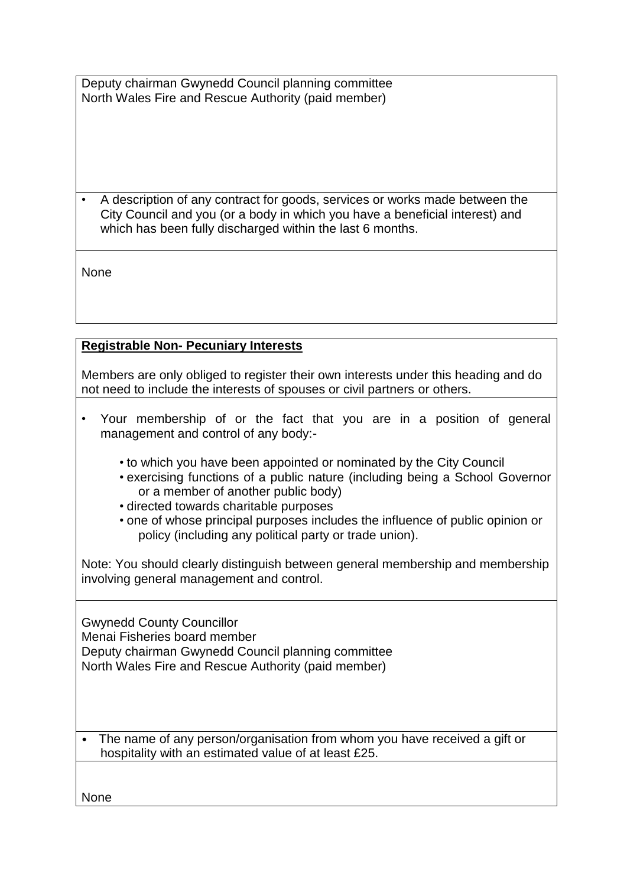Deputy chairman Gwynedd Council planning committee
North Wales Fire and Rescue Authority (paid member)

- A description of any contract for goods, services or works made between the City Council and you (or a body in which you have a beneficial interest) and which has been fully discharged within the last 6 months.

None

**Registrable Non- Pecuniary Interests**

Members are only obliged to register their own interests under this heading and do not need to include the interests of spouses or civil partners or others.

- Your membership of or the fact that you are in a position of general management and control of any body:-
  - to which you have been appointed or nominated by the City Council
  - exercising functions of a public nature (including being a School Governor or a member of another public body)
  - directed towards charitable purposes
  - one of whose principal purposes includes the influence of public opinion or policy (including any political party or trade union).

Note: You should clearly distinguish between general membership and membership involving general management and control.

Gwynedd County Councillor
Menai Fisheries board member
Deputy chairman Gwynedd Council planning committee
North Wales Fire and Rescue Authority (paid member)

- The name of any person/organisation from whom you have received a gift or hospitality with an estimated value of at least £25.

None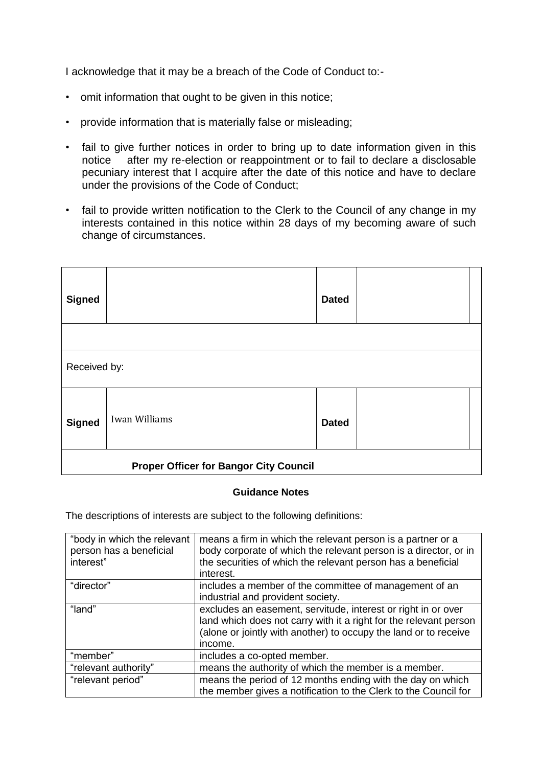I acknowledge that it may be a breach of the Code of Conduct to:-

- omit information that ought to be given in this notice;
- provide information that is materially false or misleading;
- fail to give further notices in order to bring up to date information given in this notice after my re-election or reappointment or to fail to declare a disclosable pecuniary interest that I acquire after the date of this notice and have to declare under the provisions of the Code of Conduct;
- fail to provide written notification to the Clerk to the Council of any change in my interests contained in this notice within 28 days of my becoming aware of such change of circumstances.

| **Signed** | | **Dated** | | |
|---|---|---|---|---|
| | | | | |
| Received by: | | | | |
| **Signed** | Iwan Williams | **Dated** | | |
| **Proper Officer for Bangor City Council** | | | | |

**Guidance Notes**

The descriptions of interests are subject to the following definitions:

| | |
|---|---|
| "body in which the relevant person has a beneficial interest" | means a firm in which the relevant person is a partner or a body corporate of which the relevant person is a director, or in the securities of which the relevant person has a beneficial interest. |
| "director" | includes a member of the committee of management of an industrial and provident society. |
| "land" | excludes an easement, servitude, interest or right in or over land which does not carry with it a right for the relevant person (alone or jointly with another) to occupy the land or to receive income. |
| "member" | includes a co-opted member. |
| "relevant authority" | means the authority of which the member is a member. |
| "relevant period" | means the period of 12 months ending with the day on which the member gives a notification to the Clerk to the Council for |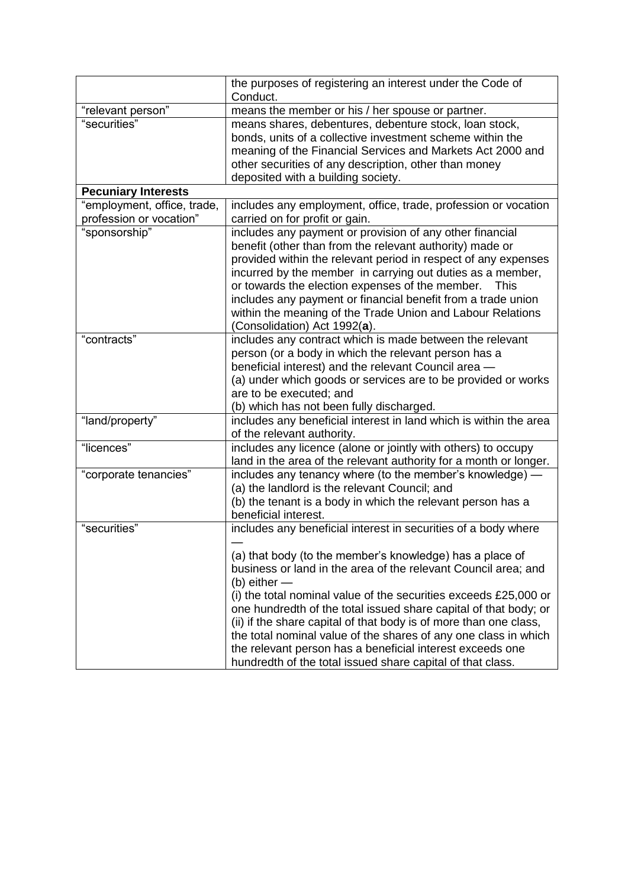| | |
|---|---|
| | the purposes of registering an interest under the Code of Conduct. |
| "relevant person" | means the member or his / her spouse or partner. |
| "securities" | means shares, debentures, debenture stock, loan stock, bonds, units of a collective investment scheme within the meaning of the Financial Services and Markets Act 2000 and other securities of any description, other than money deposited with a building society. |
| **Pecuniary Interests** | |
| "employment, office, trade, profession or vocation" | includes any employment, office, trade, profession or vocation carried on for profit or gain. |
| "sponsorship" | includes any payment or provision of any other financial benefit (other than from the relevant authority) made or provided within the relevant period in respect of any expenses incurred by the member in carrying out duties as a member, or towards the election expenses of the member. This includes any payment or financial benefit from a trade union within the meaning of the Trade Union and Labour Relations (Consolidation) Act 1992(**a**). |
| "contracts" | includes any contract which is made between the relevant person (or a body in which the relevant person has a beneficial interest) and the relevant Council area —<br>(a) under which goods or services are to be provided or works are to be executed; and<br>(b) which has not been fully discharged. |
| "land/property" | includes any beneficial interest in land which is within the area of the relevant authority. |
| "licences" | includes any licence (alone or jointly with others) to occupy land in the area of the relevant authority for a month or longer. |
| "corporate tenancies" | includes any tenancy where (to the member's knowledge) —<br>(a) the landlord is the relevant Council; and<br>(b) the tenant is a body in which the relevant person has a beneficial interest. |
| "securities" | includes any beneficial interest in securities of a body where —<br>(a) that body (to the member's knowledge) has a place of business or land in the area of the relevant Council area; and<br>(b) either —<br>(i) the total nominal value of the securities exceeds £25,000 or one hundredth of the total issued share capital of that body; or<br>(ii) if the share capital of that body is of more than one class, the total nominal value of the shares of any one class in which the relevant person has a beneficial interest exceeds one hundredth of the total issued share capital of that class. |